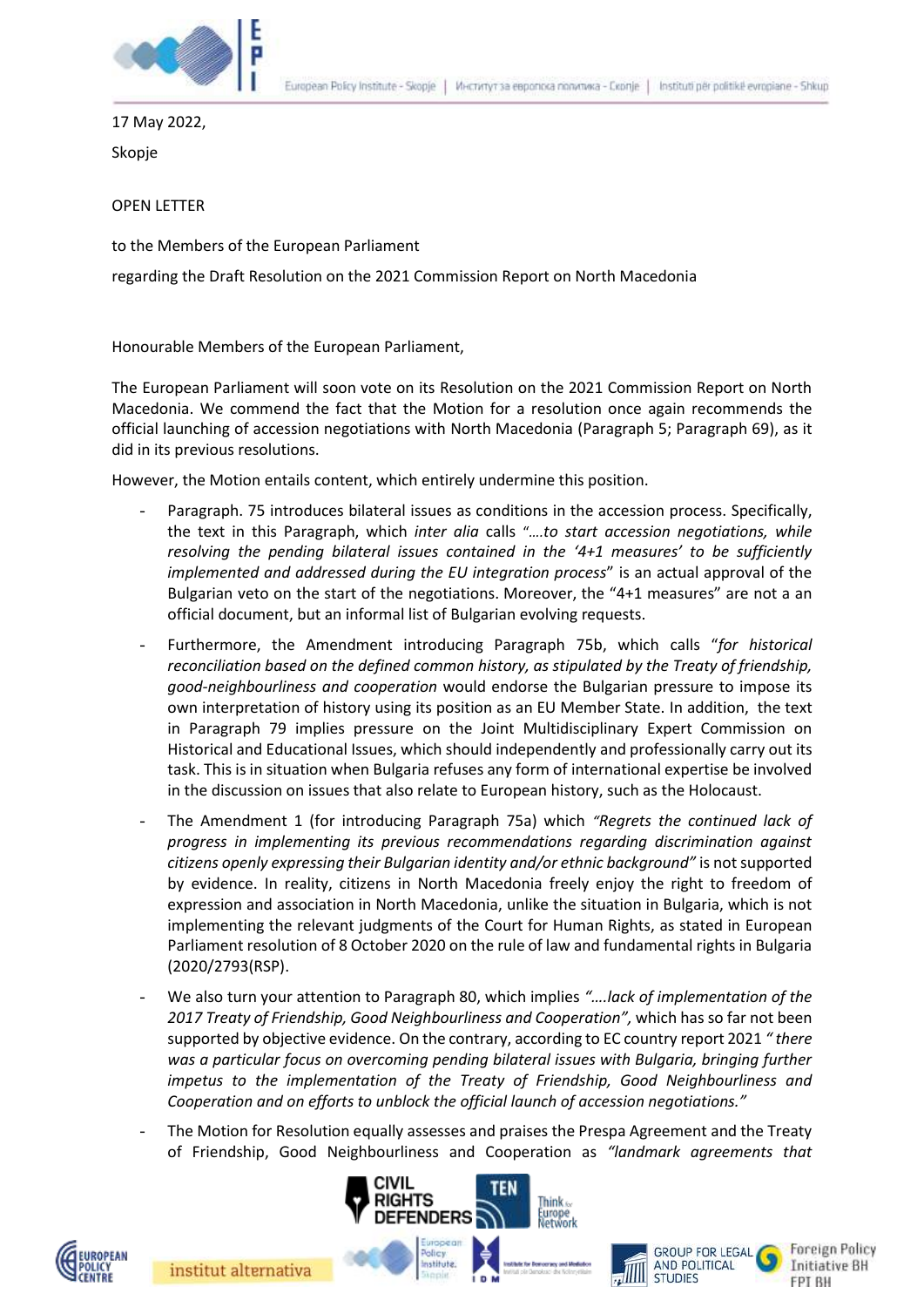17 May 2022,

Skopje

OPEN LETTER

to the Members of the European Parliament

regarding the Draft Resolution on the 2021 Commission Report on North Macedonia

Honourable Members of the European Parliament,

The European Parliament will soon vote on its Resolution on the 2021 Commission Report on North Macedonia. We commend the fact that the Motion for a resolution once again recommends the official launching of accession negotiations with North Macedonia (Paragraph 5; Paragraph 69), as it did in its previous resolutions.

However, the Motion entails content, which entirely undermine this position.

- Paragraph. 75 introduces bilateral issues as conditions in the accession process. Specifically, the text in this Paragraph, which *inter alia* calls "*….to start accession negotiations, while resolving the pending bilateral issues contained in the '4+1 measures' to be sufficiently implemented and addressed during the EU integration process*" is an actual approval of the Bulgarian veto on the start of the negotiations. Moreover, the "4+1 measures" are not a an official document, but an informal list of Bulgarian evolving requests.
- Furthermore, the Amendment introducing Paragraph 75b, which calls "*for historical reconciliation based on the defined common history, as stipulated by the Treaty of friendship, good-neighbourliness and cooperation* would endorse the Bulgarian pressure to impose its own interpretation of history using its position as an EU Member State. In addition, the text in Paragraph 79 implies pressure on the Joint Multidisciplinary Expert Commission on Historical and Educational Issues, which should independently and professionally carry out its task. This is in situation when Bulgaria refuses any form of international expertise be involved in the discussion on issues that also relate to European history, such as the Holocaust.
- The Amendment 1 (for introducing Paragraph 75a) which *"Regrets the continued lack of progress in implementing its previous recommendations regarding discrimination against citizens openly expressing their Bulgarian identity and/or ethnic background"* is not supported by evidence. In reality, citizens in North Macedonia freely enjoy the right to freedom of expression and association in North Macedonia, unlike the situation in Bulgaria, which is not implementing the relevant judgments of the Court for Human Rights, as stated in European Parliament resolution of 8 October 2020 on the rule of law and fundamental rights in Bulgaria (2020/2793(RSP).
- We also turn your attention to Paragraph 80, which implies *"….lack of implementation of the 2017 Treaty of Friendship, Good Neighbourliness and Cooperation",* which has so far not been supported by objective evidence. On the contrary, according to EC country report 2021 *" there was a particular focus on overcoming pending bilateral issues with Bulgaria, bringing further impetus to the implementation of the Treaty of Friendship, Good Neighbourliness and Cooperation and on efforts to unblock the official launch of accession negotiations."*
- The Motion for Resolution equally assesses and praises the Prespa Agreement and the Treaty of Friendship, Good Neighbourliness and Cooperation as *"landmark agreements that*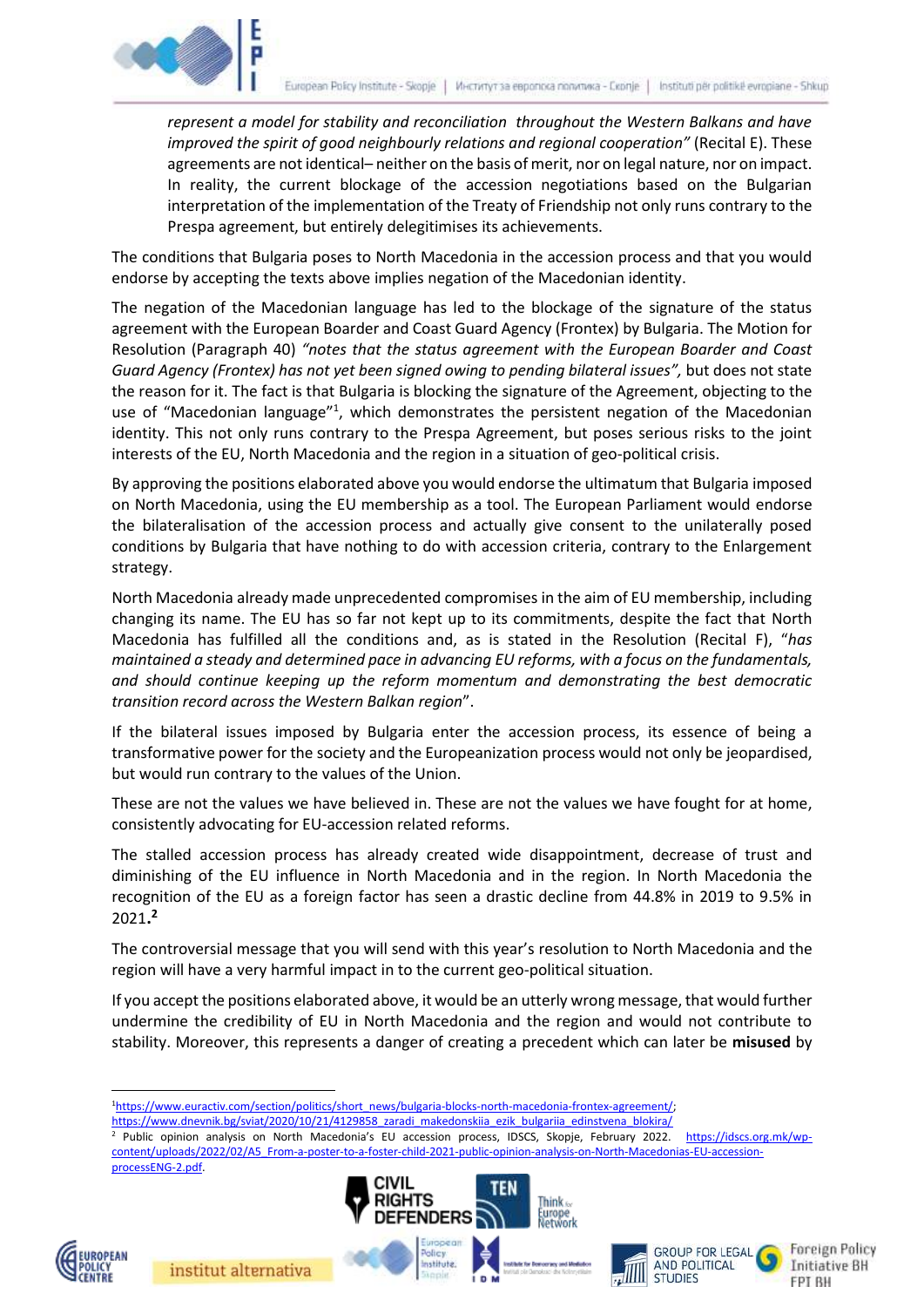*represent a model for stability and reconciliation throughout the Western Balkans and have improved the spirit of good neighbourly relations and regional cooperation"* (Recital E). These agreements are not identical– neither on the basis of merit, nor on legal nature, nor on impact. In reality, the current blockage of the accession negotiations based on the Bulgarian interpretation of the implementation of the Treaty of Friendship not only runs contrary to the Prespa agreement, but entirely delegitimises its achievements.

The conditions that Bulgaria poses to North Macedonia in the accession process and that you would endorse by accepting the texts above implies negation of the Macedonian identity.

The negation of the Macedonian language has led to the blockage of the signature of the status agreement with the European Boarder and Coast Guard Agency (Frontex) by Bulgaria. The Motion for Resolution (Paragraph 40) *"notes that the status agreement with the European Boarder and Coast Guard Agency (Frontex) has not yet been signed owing to pending bilateral issues"*, but does not state the reason for it. The fact is that Bulgaria is blocking the signature of the Agreement, objecting to the use of "Macedonian language"[1], which demonstrates the persistent negation of the Macedonian identity. This not only runs contrary to the Prespa Agreement, but poses serious risks to the joint interests of the EU, North Macedonia and the region in a situation of geo-political crisis.

By approving the positions elaborated above you would endorse the ultimatum that Bulgaria imposed on North Macedonia, using the EU membership as a tool. The European Parliament would endorse the bilateralisation of the accession process and actually give consent to the unilaterally posed conditions by Bulgaria that have nothing to do with accession criteria, contrary to the Enlargement strategy.

North Macedonia already made unprecedented compromises in the aim of EU membership, including changing its name. The EU has so far not kept up to its commitments, despite the fact that North Macedonia has fulfilled all the conditions and, as is stated in the Resolution (Recital F), "*has maintained a steady and determined pace in advancing EU reforms, with a focus on the fundamentals, and should continue keeping up the reform momentum and demonstrating the best democratic transition record across the Western Balkan region*".

If the bilateral issues imposed by Bulgaria enter the accession process, its essence of being a transformative power for the society and the Europeanization process would not only be jeopardised, but would run contrary to the values of the Union.

These are not the values we have believed in. These are not the values we have fought for at home, consistently advocating for EU-accession related reforms.

The stalled accession process has already created wide disappointment, decrease of trust and diminishing of the EU influence in North Macedonia and in the region. In North Macedonia the recognition of the EU as a foreign factor has seen a drastic decline from 44.8% in 2019 to 9.5% in 2021.[2]

The controversial message that you will send with this year's resolution to North Macedonia and the region will have a very harmful impact in to the current geo-political situation.

If you accept the positions elaborated above, it would be an utterly wrong message, that would further undermine the credibility of EU in North Macedonia and the region and would not contribute to stability. Moreover, this represents a danger of creating a precedent which can later be **misused** by

---

[1] https://www.euractiv.com/section/politics/short_news/bulgaria-blocks-north-macedonia-frontex-agreement/; https://www.dnevnik.bg/sviat/2020/10/21/4129858_zaradi_makedonskiia_ezik_bulgariia_edinstvena_blokira/

[2] Public opinion analysis on North Macedonia's EU accession process, IDSCS, Skopje, February 2022. https://idscs.org.mk/wp-content/uploads/2022/02/A5_From-a-poster-to-a-foster-child-2021-public-opinion-analysis-on-North-Macedonias-EU-accession-processENG-2.pdf.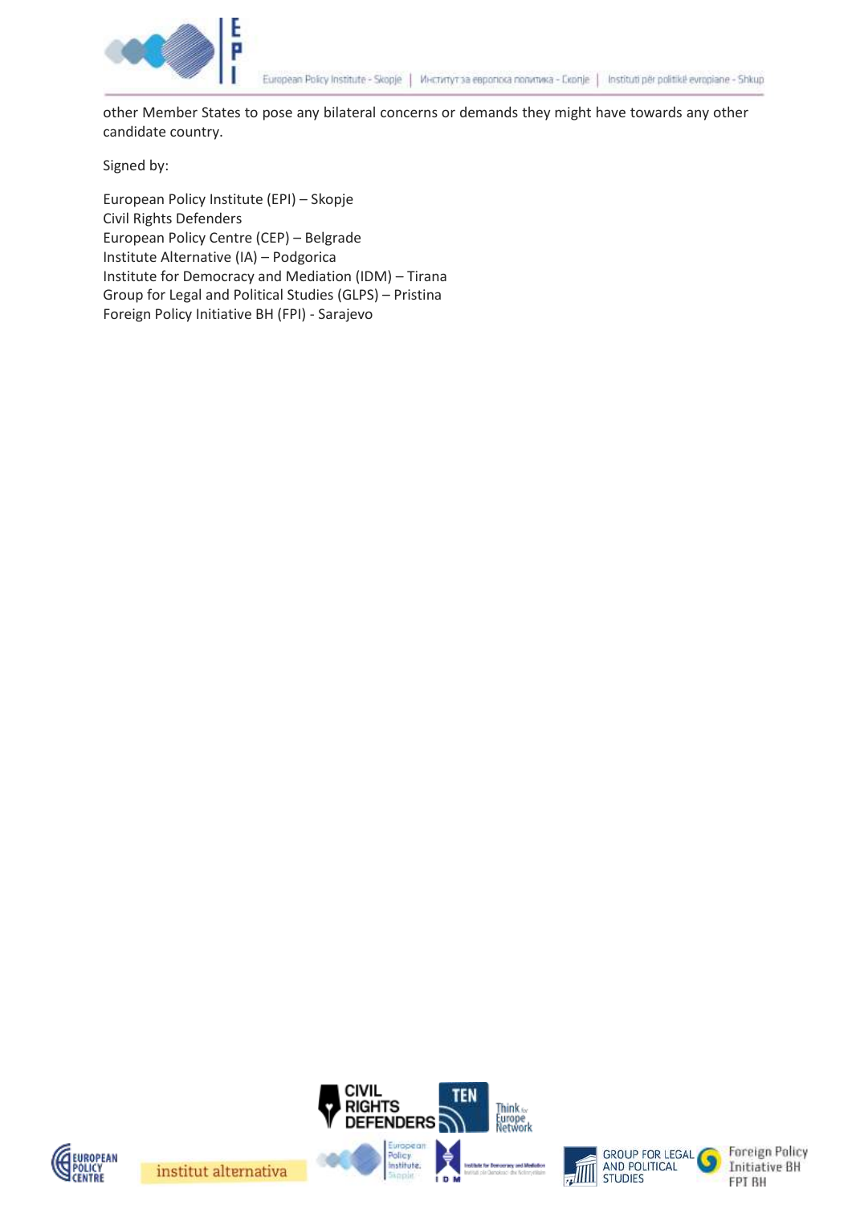other Member States to pose any bilateral concerns or demands they might have towards any other candidate country.

Signed by:

European Policy Institute (EPI) – Skopje
Civil Rights Defenders
European Policy Centre (CEP) – Belgrade
Institute Alternative (IA) – Podgorica
Institute for Democracy and Mediation (IDM) – Tirana
Group for Legal and Political Studies (GLPS) – Pristina
Foreign Policy Initiative BH (FPI) - Sarajevo